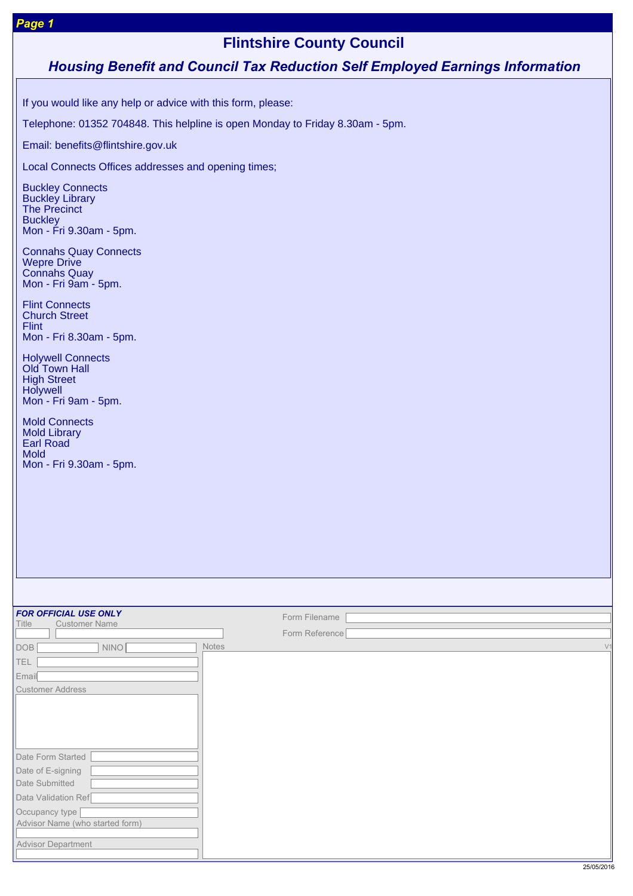# Flintshire County Council

## *Housing Benefit and Council Tax Reduction Self Employed Earnings Information*

If you would like any help or advice with this form, please:

Telephone: 01352 704848. This helpline is open Monday to Friday 8.30am - 5pm.

Email: benefits@flintshire.gov.uk

Local Connects Offices addresses and opening times;

Buckley Connects
Buckley Library
The Precinct
Buckley
Mon - Fri 9.30am - 5pm.

Connahs Quay Connects
Wepre Drive
Connahs Quay
Mon - Fri 9am - 5pm.

Flint Connects
Church Street
Flint
Mon - Fri 8.30am - 5pm.

Holywell Connects
Old Town Hall
High Street
Holywell
Mon - Fri 9am - 5pm.

Mold Connects
Mold Library
Earl Road
Mold
Mon - Fri 9.30am - 5pm.

***FOR OFFICIAL USE ONLY***

Title
Customer Name
DOB
NINO
TEL
Email
Customer Address
Date Form Started
Date of E-signing
Date Submitted
Data Validation Ref
Occupancy type
Advisor Name (who started form)
Advisor Department

Form Filename
Form Reference
Notes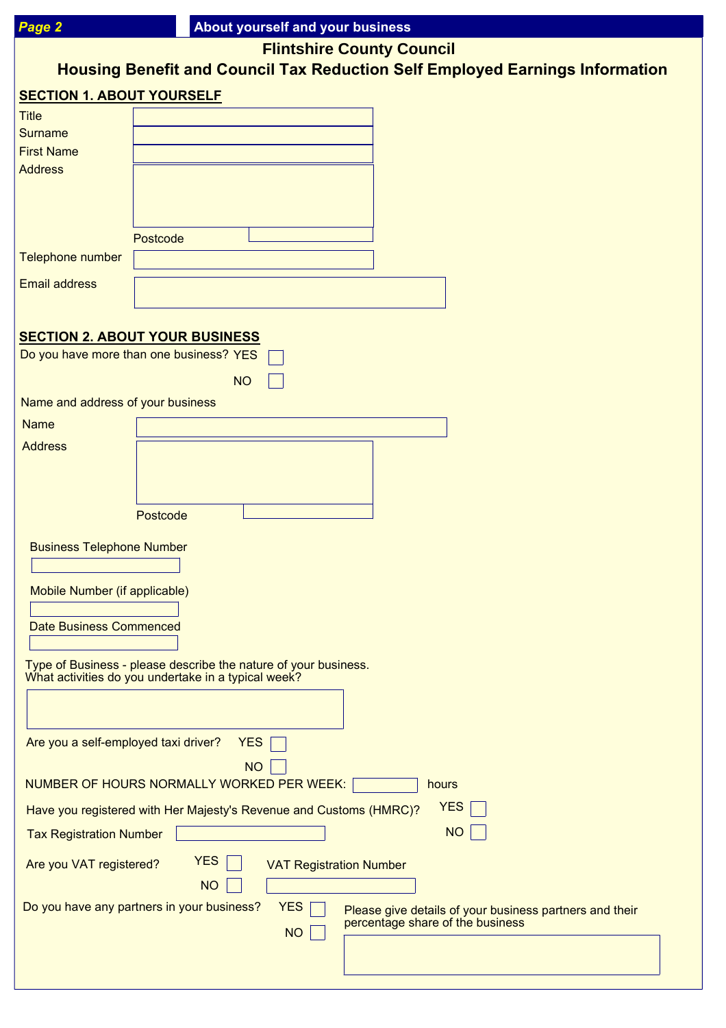# Flintshire County Council

## Housing Benefit and Council Tax Reduction Self Employed Earnings Information

### SECTION 1. ABOUT YOURSELF

Title

Surname

First Name

Address

Postcode

Telephone number

Email address

### SECTION 2. ABOUT YOUR BUSINESS

Do you have more than one business? YES ☐ NO ☐

Name and address of your business

Name

Address

Postcode

Business Telephone Number

Mobile Number (if applicable)

Date Business Commenced

Type of Business - please describe the nature of your business.
What activities do you undertake in a typical week?

Are you a self-employed taxi driver? YES ☐ NO ☐

NUMBER OF HOURS NORMALLY WORKED PER WEEK: ______ hours

Have you registered with Her Majesty's Revenue and Customs (HMRC)? YES ☐ NO ☐

Tax Registration Number

Are you VAT registered? YES ☐ NO ☐

VAT Registration Number

Do you have any partners in your business? YES ☐ NO ☐

Please give details of your business partners and their percentage share of the business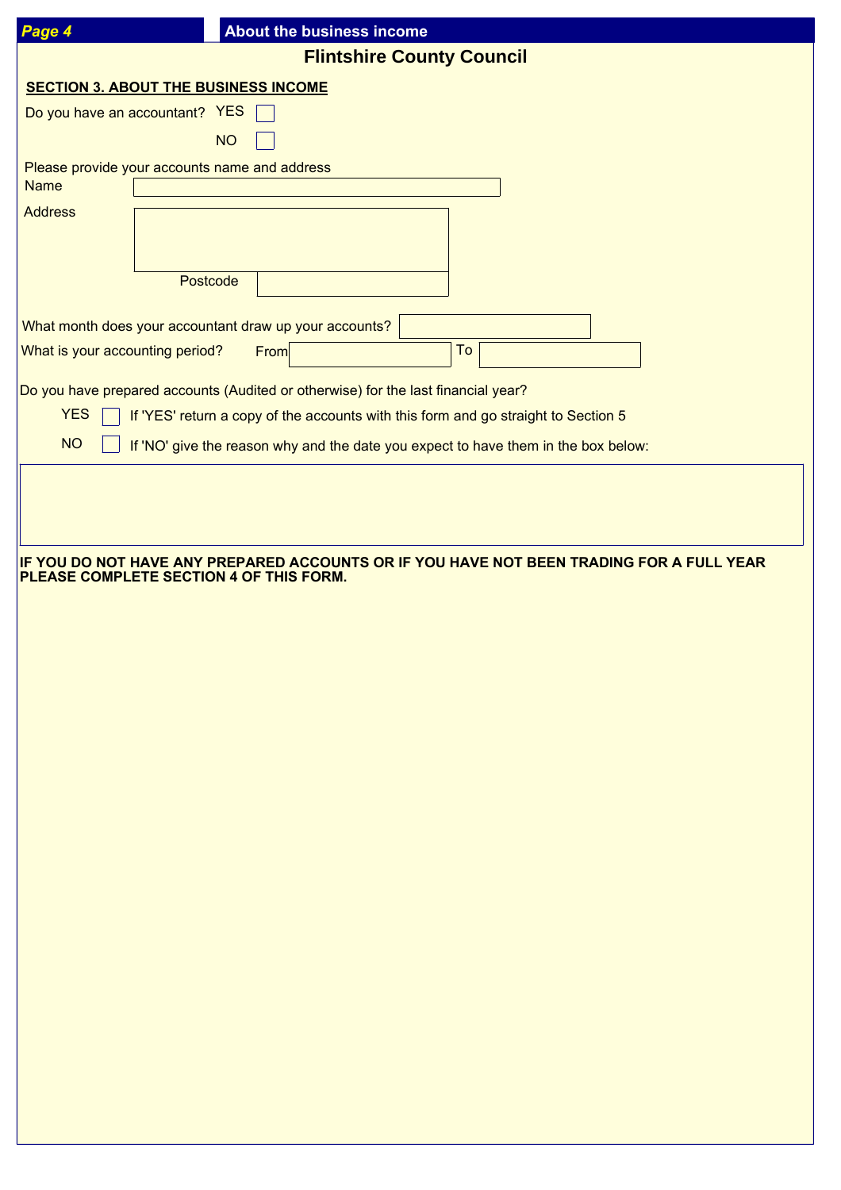# Flintshire County Council

## SECTION 3. ABOUT THE BUSINESS INCOME

Do you have an accountant? YES ☐

NO ☐

Please provide your accounts name and address

Name

Address

Postcode

What month does your accountant draw up your accounts?

What is your accounting period? From To

Do you have prepared accounts (Audited or otherwise) for the last financial year?

YES ☐ If 'YES' return a copy of the accounts with this form and go straight to Section 5

NO ☐ If 'NO' give the reason why and the date you expect to have them in the box below:

**IF YOU DO NOT HAVE ANY PREPARED ACCOUNTS OR IF YOU HAVE NOT BEEN TRADING FOR A FULL YEAR PLEASE COMPLETE SECTION 4 OF THIS FORM.**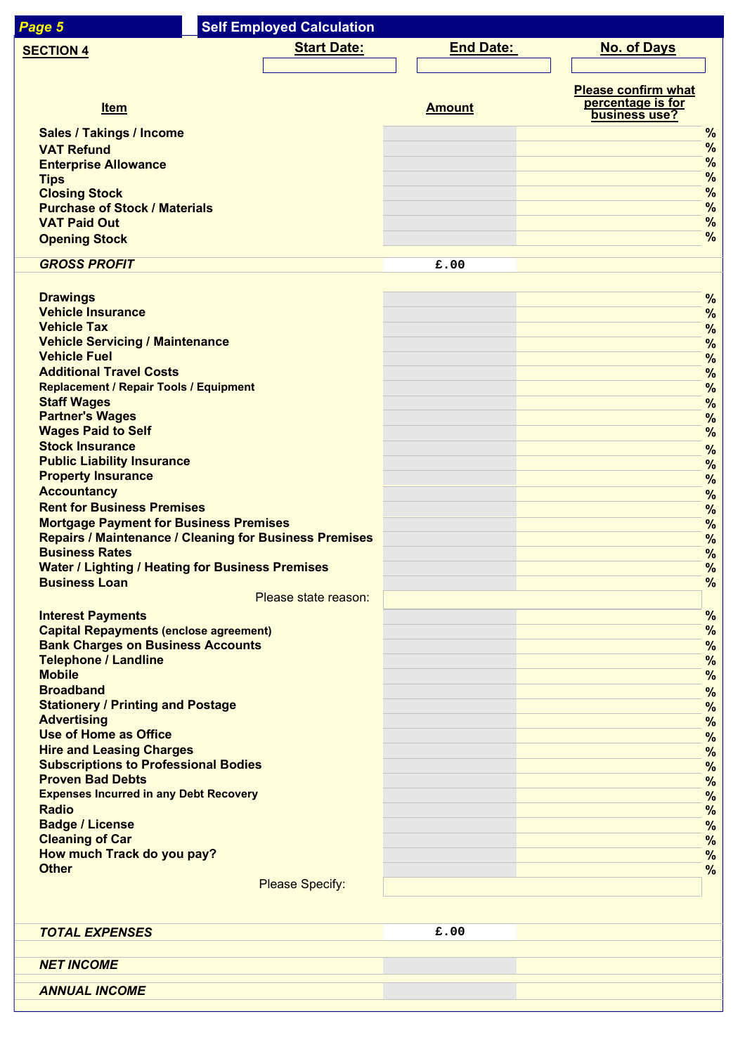**Page 5** — **Self Employed Calculation**

## SECTION 4

| Start Date: | End Date: | No. of Days |
|---|---|---|
| | | |

| Item | Amount | Please confirm what percentage is for business use? |
|---|---|---|
| Sales / Takings / Income | | % |
| VAT Refund | | % |
| Enterprise Allowance | | % |
| Tips | | % |
| Closing Stock | | % |
| Purchase of Stock / Materials | | % |
| VAT Paid Out | | % |
| Opening Stock | | % |
| *GROSS PROFIT* | £.00 | |
| Drawings | | % |
| Vehicle Insurance | | % |
| Vehicle Tax | | % |
| Vehicle Servicing / Maintenance | | % |
| Vehicle Fuel | | % |
| Additional Travel Costs | | % |
| Replacement / Repair Tools / Equipment | | % |
| Staff Wages | | % |
| Partner's Wages | | % |
| Wages Paid to Self | | % |
| Stock Insurance | | % |
| Public Liability Insurance | | % |
| Property Insurance | | % |
| Accountancy | | % |
| Rent for Business Premises | | % |
| Mortgage Payment for Business Premises | | % |
| Repairs / Maintenance / Cleaning for Business Premises | | % |
| Business Rates | | % |
| Water / Lighting / Heating for Business Premises | | % |
| Business Loan | | % |
| Please state reason: | | |
| Interest Payments | | % |
| Capital Repayments (enclose agreement) | | % |
| Bank Charges on Business Accounts | | % |
| Telephone / Landline | | % |
| Mobile | | % |
| Broadband | | % |
| Stationery / Printing and Postage | | % |
| Advertising | | % |
| Use of Home as Office | | % |
| Hire and Leasing Charges | | % |
| Subscriptions to Professional Bodies | | % |
| Proven Bad Debts | | % |
| Expenses Incurred in any Debt Recovery | | % |
| Radio | | % |
| Badge / License | | % |
| Cleaning of Car | | % |
| How much Track do you pay? | | % |
| Other | | % |
| Please Specify: | | |
| *TOTAL EXPENSES* | £.00 | |
| *NET INCOME* | | |
| *ANNUAL INCOME* | | |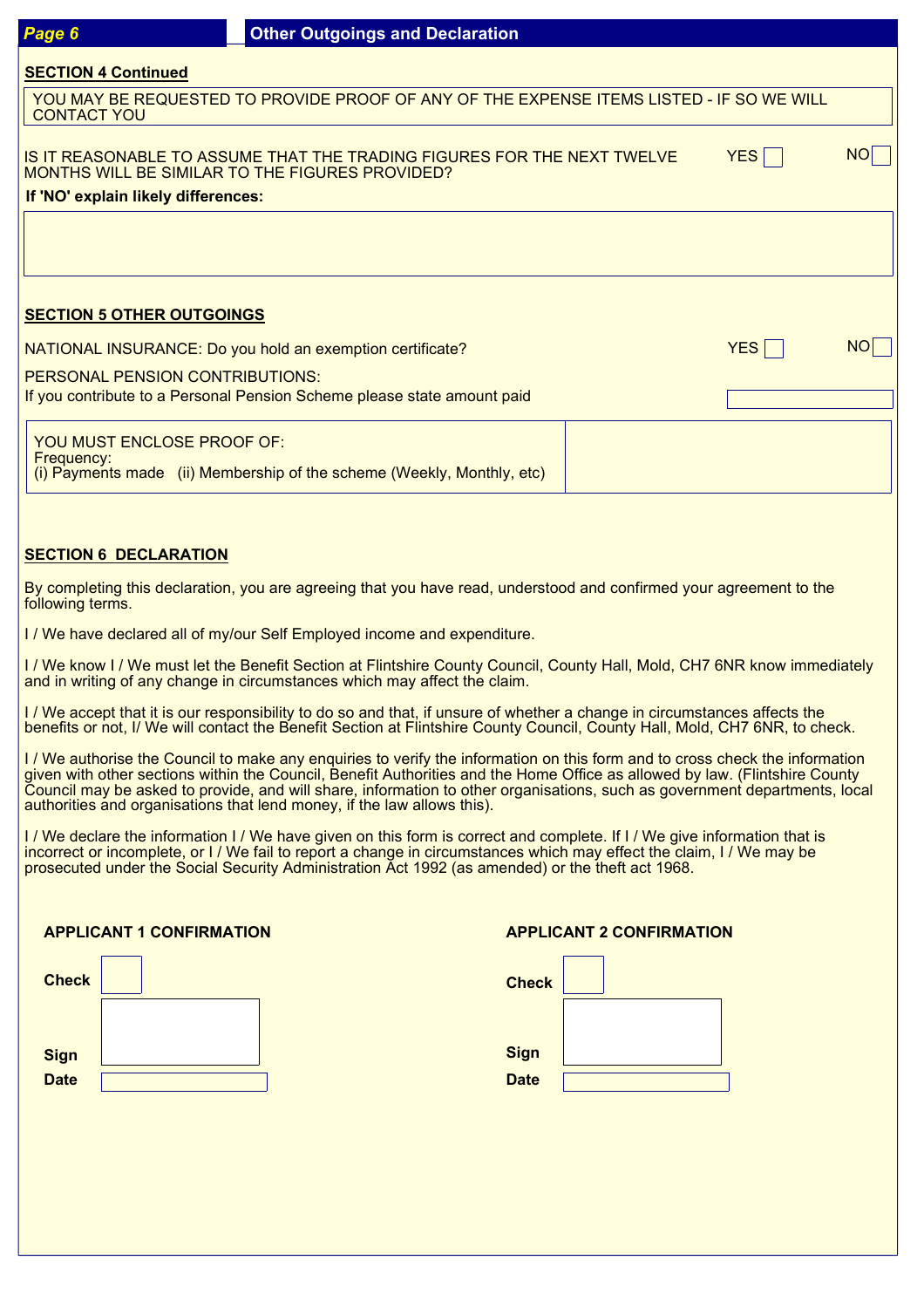## Other Outgoings and Declaration

**SECTION 4 Continued**

YOU MAY BE REQUESTED TO PROVIDE PROOF OF ANY OF THE EXPENSE ITEMS LISTED - IF SO WE WILL CONTACT YOU

IS IT REASONABLE TO ASSUME THAT THE TRADING FIGURES FOR THE NEXT TWELVE MONTHS WILL BE SIMILAR TO THE FIGURES PROVIDED? YES ☐ NO ☐

**If 'NO' explain likely differences:**

**SECTION 5 OTHER OUTGOINGS**

NATIONAL INSURANCE: Do you hold an exemption certificate? YES ☐ NO ☐

PERSONAL PENSION CONTRIBUTIONS:
If you contribute to a Personal Pension Scheme please state amount paid

YOU MUST ENCLOSE PROOF OF:
Frequency:
(i) Payments made (ii) Membership of the scheme (Weekly, Monthly, etc)

**SECTION 6 DECLARATION**

By completing this declaration, you are agreeing that you have read, understood and confirmed your agreement to the following terms.

I / We have declared all of my/our Self Employed income and expenditure.

I / We know I / We must let the Benefit Section at Flintshire County Council, County Hall, Mold, CH7 6NR know immediately and in writing of any change in circumstances which may affect the claim.

I / We accept that it is our responsibility to do so and that, if unsure of whether a change in circumstances affects the benefits or not, I/ We will contact the Benefit Section at Flintshire County Council, County Hall, Mold, CH7 6NR, to check.

I / We authorise the Council to make any enquiries to verify the information on this form and to cross check the information given with other sections within the Council, Benefit Authorities and the Home Office as allowed by law. (Flintshire County Council may be asked to provide, and will share, information to other organisations, such as government departments, local authorities and organisations that lend money, if the law allows this).

I / We declare the information I / We have given on this form is correct and complete. If I / We give information that is incorrect or incomplete, or I / We fail to report a change in circumstances which may effect the claim, I / We may be prosecuted under the Social Security Administration Act 1992 (as amended) or the theft act 1968.

**APPLICANT 1 CONFIRMATION**

**Check** ☐

**Sign**

**Date**

**APPLICANT 2 CONFIRMATION**

**Check** ☐

**Sign**

**Date**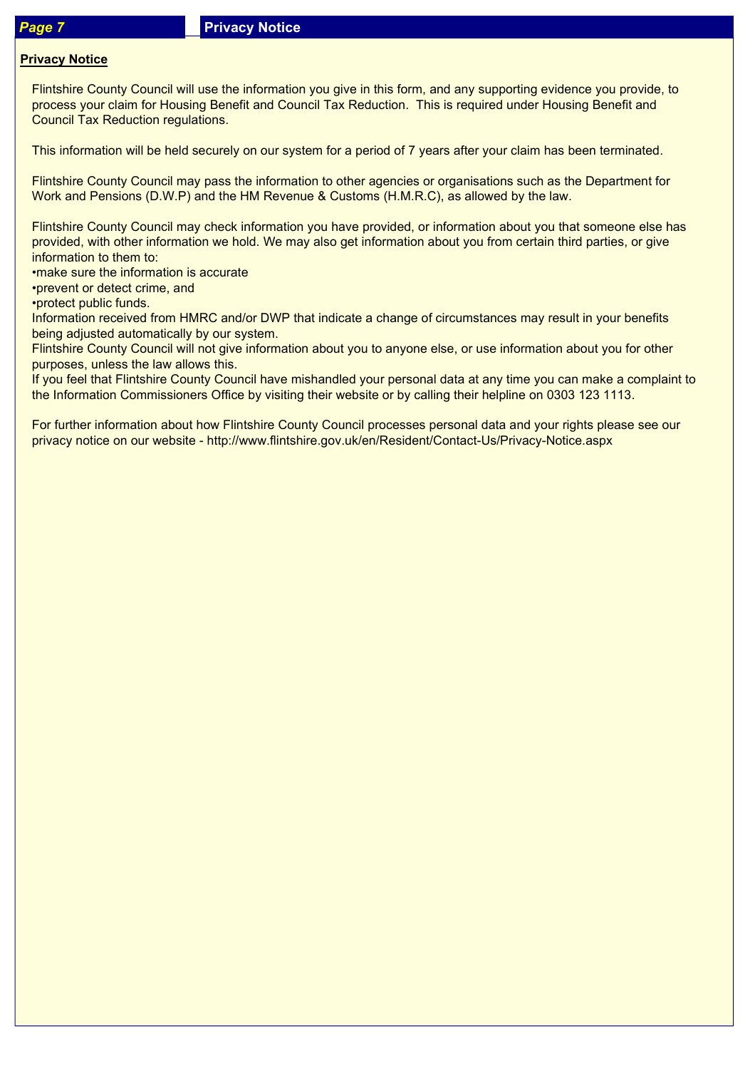## Privacy Notice

Flintshire County Council will use the information you give in this form, and any supporting evidence you provide, to process your claim for Housing Benefit and Council Tax Reduction. This is required under Housing Benefit and Council Tax Reduction regulations.

This information will be held securely on our system for a period of 7 years after your claim has been terminated.

Flintshire County Council may pass the information to other agencies or organisations such as the Department for Work and Pensions (D.W.P) and the HM Revenue & Customs (H.M.R.C), as allowed by the law.

Flintshire County Council may check information you have provided, or information about you that someone else has provided, with other information we hold. We may also get information about you from certain third parties, or give information to them to:

- make sure the information is accurate
- prevent or detect crime, and
- protect public funds.

Information received from HMRC and/or DWP that indicate a change of circumstances may result in your benefits being adjusted automatically by our system.

Flintshire County Council will not give information about you to anyone else, or use information about you for other purposes, unless the law allows this.

If you feel that Flintshire County Council have mishandled your personal data at any time you can make a complaint to the Information Commissioners Office by visiting their website or by calling their helpline on 0303 123 1113.

For further information about how Flintshire County Council processes personal data and your rights please see our privacy notice on our website - http://www.flintshire.gov.uk/en/Resident/Contact-Us/Privacy-Notice.aspx